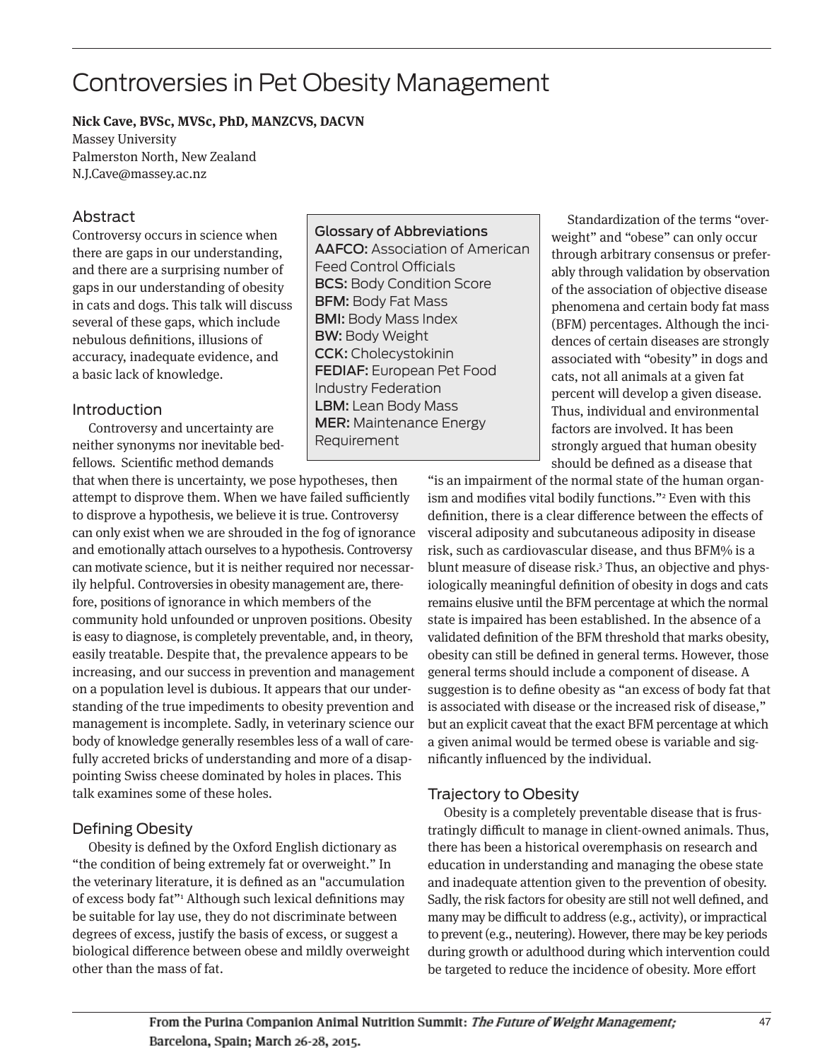# Controversies in Pet Obesity Management

**Nick Cave, BVSc, MVSc, PhD, MANZCVS, DACVN**
Massey University
Palmerston North, New Zealand
N.J.Cave@massey.ac.nz

## Abstract

Controversy occurs in science when there are gaps in our understanding, and there are a surprising number of gaps in our understanding of obesity in cats and dogs. This talk will discuss several of these gaps, which include nebulous definitions, illusions of accuracy, inadequate evidence, and a basic lack of knowledge.

**Glossary of Abbreviations**
**AAFCO:** Association of American Feed Control Officials
**BCS:** Body Condition Score
**BFM:** Body Fat Mass
**BMI:** Body Mass Index
**BW:** Body Weight
**CCK:** Cholecystokinin
**FEDIAF:** European Pet Food Industry Federation
**LBM:** Lean Body Mass
**MER:** Maintenance Energy Requirement

## Introduction

Controversy and uncertainty are neither synonyms nor inevitable bedfellows. Scientific method demands that when there is uncertainty, we pose hypotheses, then attempt to disprove them. When we have failed sufficiently to disprove a hypothesis, we believe it is true. Controversy can only exist when we are shrouded in the fog of ignorance and emotionally attach ourselves to a hypothesis. Controversy can motivate science, but it is neither required nor necessarily helpful. Controversies in obesity management are, therefore, positions of ignorance in which members of the community hold unfounded or unproven positions. Obesity is easy to diagnose, is completely preventable, and, in theory, easily treatable. Despite that, the prevalence appears to be increasing, and our success in prevention and management on a population level is dubious. It appears that our understanding of the true impediments to obesity prevention and management is incomplete. Sadly, in veterinary science our body of knowledge generally resembles less of a wall of carefully accreted bricks of understanding and more of a disappointing Swiss cheese dominated by holes in places. This talk examines some of these holes.

## Defining Obesity

Obesity is defined by the Oxford English dictionary as "the condition of being extremely fat or overweight." In the veterinary literature, it is defined as an "accumulation of excess body fat"[1] Although such lexical definitions may be suitable for lay use, they do not discriminate between degrees of excess, justify the basis of excess, or suggest a biological difference between obese and mildly overweight other than the mass of fat.

Standardization of the terms "overweight" and "obese" can only occur through arbitrary consensus or preferably through validation by observation of the association of objective disease phenomena and certain body fat mass (BFM) percentages. Although the incidences of certain diseases are strongly associated with "obesity" in dogs and cats, not all animals at a given fat percent will develop a given disease. Thus, individual and environmental factors are involved. It has been strongly argued that human obesity should be defined as a disease that "is an impairment of the normal state of the human organism and modifies vital bodily functions."[2] Even with this definition, there is a clear difference between the effects of visceral adiposity and subcutaneous adiposity in disease risk, such as cardiovascular disease, and thus BFM% is a blunt measure of disease risk.[3] Thus, an objective and physiologically meaningful definition of obesity in dogs and cats remains elusive until the BFM percentage at which the normal state is impaired has been established. In the absence of a validated definition of the BFM threshold that marks obesity, obesity can still be defined in general terms. However, those general terms should include a component of disease. A suggestion is to define obesity as "an excess of body fat that is associated with disease or the increased risk of disease," but an explicit caveat that the exact BFM percentage at which a given animal would be termed obese is variable and significantly influenced by the individual.

## Trajectory to Obesity

Obesity is a completely preventable disease that is frustratingly difficult to manage in client-owned animals. Thus, there has been a historical overemphasis on research and education in understanding and managing the obese state and inadequate attention given to the prevention of obesity. Sadly, the risk factors for obesity are still not well defined, and many may be difficult to address (e.g., activity), or impractical to prevent (e.g., neutering). However, there may be key periods during growth or adulthood during which intervention could be targeted to reduce the incidence of obesity. More effort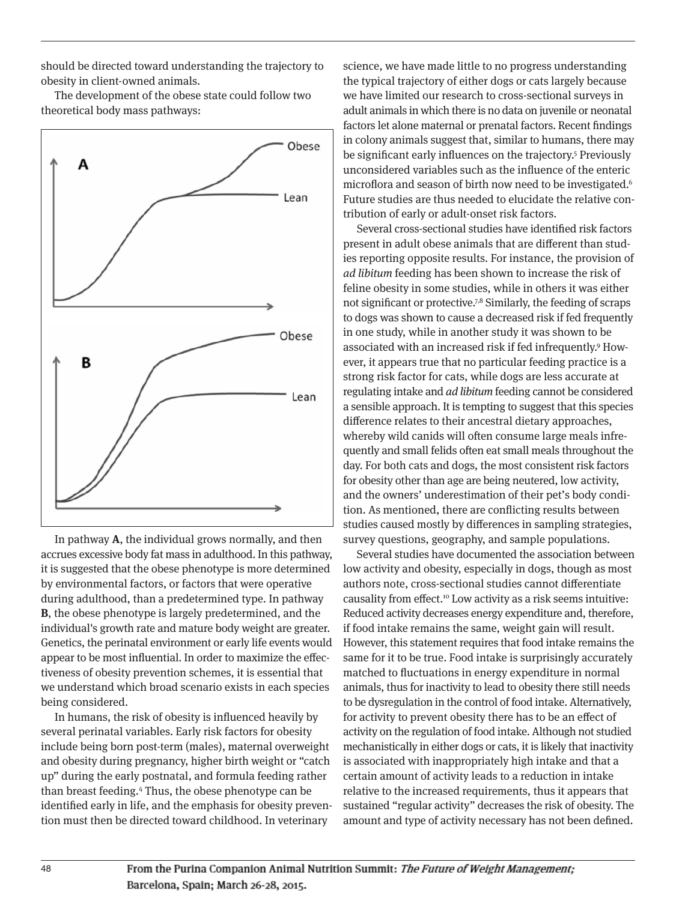should be directed toward understanding the trajectory to obesity in client-owned animals.

The development of the obese state could follow two theoretical body mass pathways:

In pathway **A**, the individual grows normally, and then accrues excessive body fat mass in adulthood. In this pathway, it is suggested that the obese phenotype is more determined by environmental factors, or factors that were operative during adulthood, than a predetermined type. In pathway **B**, the obese phenotype is largely predetermined, and the individual's growth rate and mature body weight are greater. Genetics, the perinatal environment or early life events would appear to be most influential. In order to maximize the effectiveness of obesity prevention schemes, it is essential that we understand which broad scenario exists in each species being considered.

In humans, the risk of obesity is influenced heavily by several perinatal variables. Early risk factors for obesity include being born post-term (males), maternal overweight and obesity during pregnancy, higher birth weight or "catch up" during the early postnatal, and formula feeding rather than breast feeding.[4] Thus, the obese phenotype can be identified early in life, and the emphasis for obesity prevention must then be directed toward childhood. In veterinary science, we have made little to no progress understanding the typical trajectory of either dogs or cats largely because we have limited our research to cross-sectional surveys in adult animals in which there is no data on juvenile or neonatal factors let alone maternal or prenatal factors. Recent findings in colony animals suggest that, similar to humans, there may be significant early influences on the trajectory.[5] Previously unconsidered variables such as the influence of the enteric microflora and season of birth now need to be investigated.[6] Future studies are thus needed to elucidate the relative contribution of early or adult-onset risk factors.

Several cross-sectional studies have identified risk factors present in adult obese animals that are different than studies reporting opposite results. For instance, the provision of *ad libitum* feeding has been shown to increase the risk of feline obesity in some studies, while in others it was either not significant or protective.[7,8] Similarly, the feeding of scraps to dogs was shown to cause a decreased risk if fed frequently in one study, while in another study it was shown to be associated with an increased risk if fed infrequently.[9] However, it appears true that no particular feeding practice is a strong risk factor for cats, while dogs are less accurate at regulating intake and *ad libitum* feeding cannot be considered a sensible approach. It is tempting to suggest that this species difference relates to their ancestral dietary approaches, whereby wild canids will often consume large meals infrequently and small felids often eat small meals throughout the day. For both cats and dogs, the most consistent risk factors for obesity other than age are being neutered, low activity, and the owners' underestimation of their pet's body condition. As mentioned, there are conflicting results between studies caused mostly by differences in sampling strategies, survey questions, geography, and sample populations.

Several studies have documented the association between low activity and obesity, especially in dogs, though as most authors note, cross-sectional studies cannot differentiate causality from effect.[10] Low activity as a risk seems intuitive: Reduced activity decreases energy expenditure and, therefore, if food intake remains the same, weight gain will result. However, this statement requires that food intake remains the same for it to be true. Food intake is surprisingly accurately matched to fluctuations in energy expenditure in normal animals, thus for inactivity to lead to obesity there still needs to be dysregulation in the control of food intake. Alternatively, for activity to prevent obesity there has to be an effect of activity on the regulation of food intake. Although not studied mechanistically in either dogs or cats, it is likely that inactivity is associated with inappropriately high intake and that a certain amount of activity leads to a reduction in intake relative to the increased requirements, thus it appears that sustained "regular activity" decreases the risk of obesity. The amount and type of activity necessary has not been defined.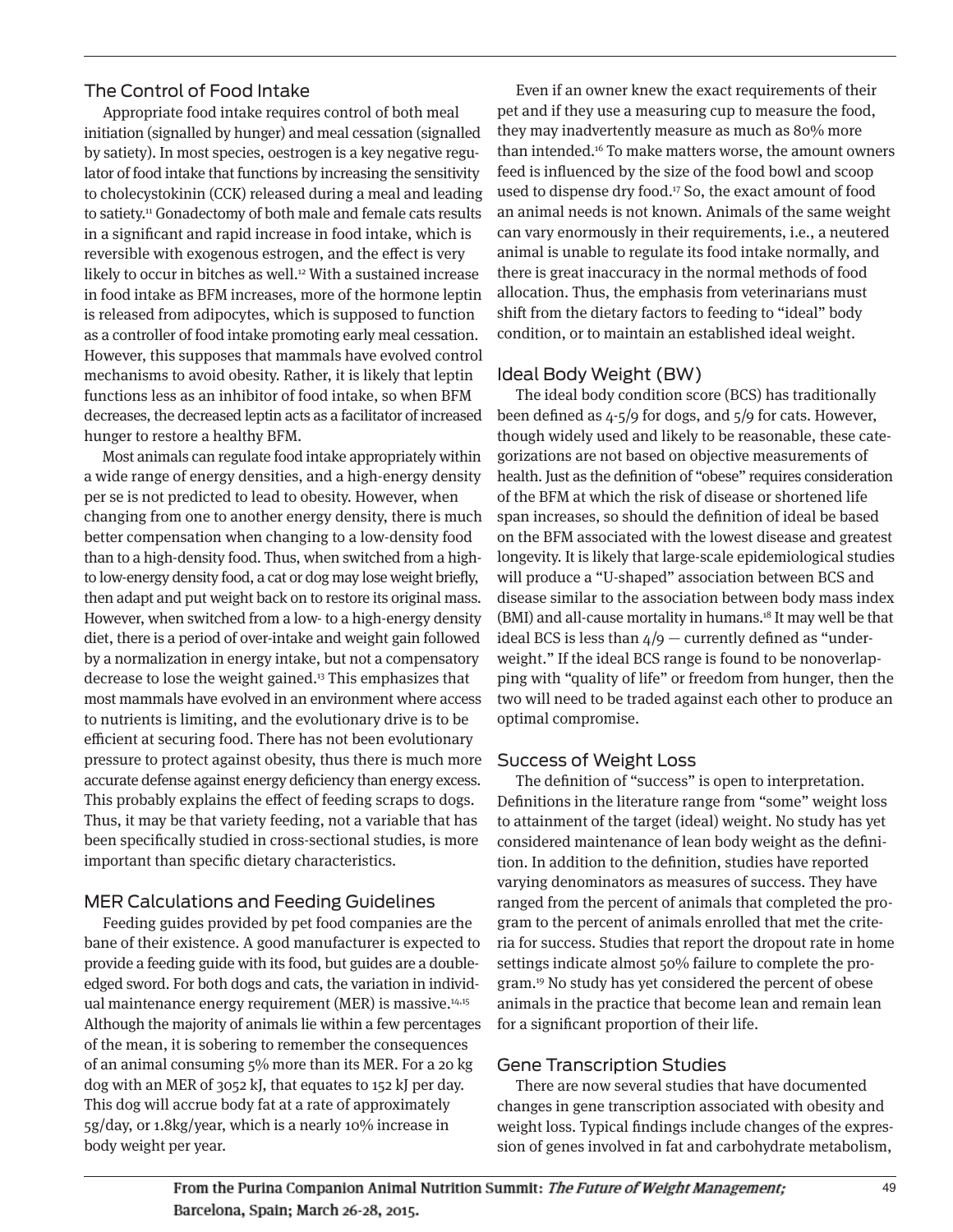## The Control of Food Intake

Appropriate food intake requires control of both meal initiation (signalled by hunger) and meal cessation (signalled by satiety). In most species, oestrogen is a key negative regulator of food intake that functions by increasing the sensitivity to cholecystokinin (CCK) released during a meal and leading to satiety.[11] Gonadectomy of both male and female cats results in a significant and rapid increase in food intake, which is reversible with exogenous estrogen, and the effect is very likely to occur in bitches as well.[12] With a sustained increase in food intake as BFM increases, more of the hormone leptin is released from adipocytes, which is supposed to function as a controller of food intake promoting early meal cessation. However, this supposes that mammals have evolved control mechanisms to avoid obesity. Rather, it is likely that leptin functions less as an inhibitor of food intake, so when BFM decreases, the decreased leptin acts as a facilitator of increased hunger to restore a healthy BFM.

Most animals can regulate food intake appropriately within a wide range of energy densities, and a high-energy density per se is not predicted to lead to obesity. However, when changing from one to another energy density, there is much better compensation when changing to a low-density food than to a high-density food. Thus, when switched from a high- to low-energy density food, a cat or dog may lose weight briefly, then adapt and put weight back on to restore its original mass. However, when switched from a low- to a high-energy density diet, there is a period of over-intake and weight gain followed by a normalization in energy intake, but not a compensatory decrease to lose the weight gained.[13] This emphasizes that most mammals have evolved in an environment where access to nutrients is limiting, and the evolutionary drive is to be efficient at securing food. There has not been evolutionary pressure to protect against obesity, thus there is much more accurate defense against energy deficiency than energy excess. This probably explains the effect of feeding scraps to dogs. Thus, it may be that variety feeding, not a variable that has been specifically studied in cross-sectional studies, is more important than specific dietary characteristics.

## MER Calculations and Feeding Guidelines

Feeding guides provided by pet food companies are the bane of their existence. A good manufacturer is expected to provide a feeding guide with its food, but guides are a double-edged sword. For both dogs and cats, the variation in individual maintenance energy requirement (MER) is massive.[14,15] Although the majority of animals lie within a few percentages of the mean, it is sobering to remember the consequences of an animal consuming 5% more than its MER. For a 20 kg dog with an MER of 3052 kJ, that equates to 152 kJ per day. This dog will accrue body fat at a rate of approximately 5g/day, or 1.8kg/year, which is a nearly 10% increase in body weight per year.

Even if an owner knew the exact requirements of their pet and if they use a measuring cup to measure the food, they may inadvertently measure as much as 80% more than intended.[16] To make matters worse, the amount owners feed is influenced by the size of the food bowl and scoop used to dispense dry food.[17] So, the exact amount of food an animal needs is not known. Animals of the same weight can vary enormously in their requirements, i.e., a neutered animal is unable to regulate its food intake normally, and there is great inaccuracy in the normal methods of food allocation. Thus, the emphasis from veterinarians must shift from the dietary factors to feeding to "ideal" body condition, or to maintain an established ideal weight.

## Ideal Body Weight (BW)

The ideal body condition score (BCS) has traditionally been defined as 4-5/9 for dogs, and 5/9 for cats. However, though widely used and likely to be reasonable, these categorizations are not based on objective measurements of health. Just as the definition of "obese" requires consideration of the BFM at which the risk of disease or shortened life span increases, so should the definition of ideal be based on the BFM associated with the lowest disease and greatest longevity. It is likely that large-scale epidemiological studies will produce a "U-shaped" association between BCS and disease similar to the association between body mass index (BMI) and all-cause mortality in humans.[18] It may well be that ideal BCS is less than 4/9 — currently defined as "underweight." If the ideal BCS range is found to be nonoverlapping with "quality of life" or freedom from hunger, then the two will need to be traded against each other to produce an optimal compromise.

## Success of Weight Loss

The definition of "success" is open to interpretation. Definitions in the literature range from "some" weight loss to attainment of the target (ideal) weight. No study has yet considered maintenance of lean body weight as the definition. In addition to the definition, studies have reported varying denominators as measures of success. They have ranged from the percent of animals that completed the program to the percent of animals enrolled that met the criteria for success. Studies that report the dropout rate in home settings indicate almost 50% failure to complete the program.[19] No study has yet considered the percent of obese animals in the practice that become lean and remain lean for a significant proportion of their life.

## Gene Transcription Studies

There are now several studies that have documented changes in gene transcription associated with obesity and weight loss. Typical findings include changes of the expression of genes involved in fat and carbohydrate metabolism,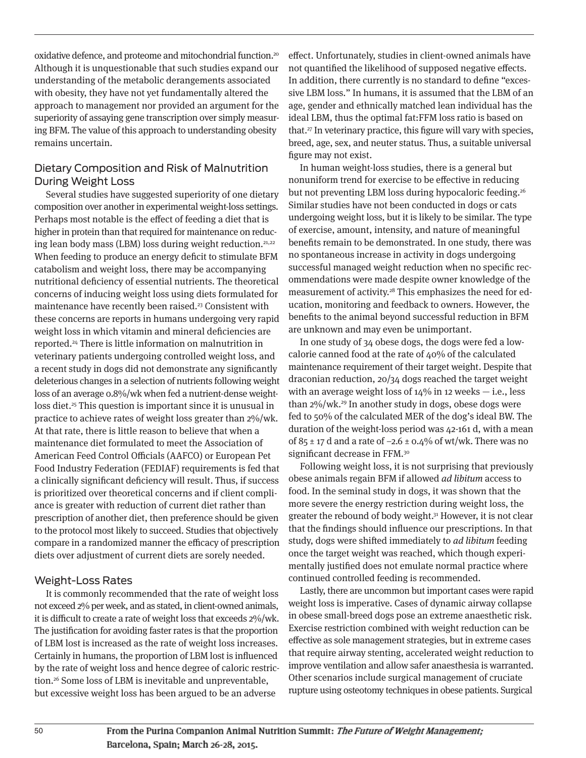oxidative defence, and proteome and mitochondrial function.[20] Although it is unquestionable that such studies expand our understanding of the metabolic derangements associated with obesity, they have not yet fundamentally altered the approach to management nor provided an argument for the superiority of assaying gene transcription over simply measuring BFM. The value of this approach to understanding obesity remains uncertain.

## Dietary Composition and Risk of Malnutrition During Weight Loss

Several studies have suggested superiority of one dietary composition over another in experimental weight-loss settings. Perhaps most notable is the effect of feeding a diet that is higher in protein than that required for maintenance on reducing lean body mass (LBM) loss during weight reduction.[21,22] When feeding to produce an energy deficit to stimulate BFM catabolism and weight loss, there may be accompanying nutritional deficiency of essential nutrients. The theoretical concerns of inducing weight loss using diets formulated for maintenance have recently been raised.[23] Consistent with these concerns are reports in humans undergoing very rapid weight loss in which vitamin and mineral deficiencies are reported.[24] There is little information on malnutrition in veterinary patients undergoing controlled weight loss, and a recent study in dogs did not demonstrate any significantly deleterious changes in a selection of nutrients following weight loss of an average 0.8%/wk when fed a nutrient-dense weight-loss diet.[25] This question is important since it is unusual in practice to achieve rates of weight loss greater than 2%/wk. At that rate, there is little reason to believe that when a maintenance diet formulated to meet the Association of American Feed Control Officials (AAFCO) or European Pet Food Industry Federation (FEDIAF) requirements is fed that a clinically significant deficiency will result. Thus, if success is prioritized over theoretical concerns and if client compliance is greater with reduction of current diet rather than prescription of another diet, then preference should be given to the protocol most likely to succeed. Studies that objectively compare in a randomized manner the efficacy of prescription diets over adjustment of current diets are sorely needed.

## Weight-Loss Rates

It is commonly recommended that the rate of weight loss not exceed 2% per week, and as stated, in client-owned animals, it is difficult to create a rate of weight loss that exceeds 2%/wk. The justification for avoiding faster rates is that the proportion of LBM lost is increased as the rate of weight loss increases. Certainly in humans, the proportion of LBM lost is influenced by the rate of weight loss and hence degree of caloric restriction.[26] Some loss of LBM is inevitable and unpreventable, but excessive weight loss has been argued to be an adverse effect. Unfortunately, studies in client-owned animals have not quantified the likelihood of supposed negative effects. In addition, there currently is no standard to define "excessive LBM loss." In humans, it is assumed that the LBM of an age, gender and ethnically matched lean individual has the ideal LBM, thus the optimal fat:FFM loss ratio is based on that.[27] In veterinary practice, this figure will vary with species, breed, age, sex, and neuter status. Thus, a suitable universal figure may not exist.

In human weight-loss studies, there is a general but nonuniform trend for exercise to be effective in reducing but not preventing LBM loss during hypocaloric feeding.[26] Similar studies have not been conducted in dogs or cats undergoing weight loss, but it is likely to be similar. The type of exercise, amount, intensity, and nature of meaningful benefits remain to be demonstrated. In one study, there was no spontaneous increase in activity in dogs undergoing successful managed weight reduction when no specific recommendations were made despite owner knowledge of the measurement of activity.[28] This emphasizes the need for education, monitoring and feedback to owners. However, the benefits to the animal beyond successful reduction in BFM are unknown and may even be unimportant.

In one study of 34 obese dogs, the dogs were fed a low-calorie canned food at the rate of 40% of the calculated maintenance requirement of their target weight. Despite that draconian reduction, 20/34 dogs reached the target weight with an average weight loss of 14% in 12 weeks — i.e., less than 2%/wk.[29] In another study in dogs, obese dogs were fed to 50% of the calculated MER of the dog's ideal BW. The duration of the weight-loss period was 42-161 d, with a mean of 85 ± 17 d and a rate of –2.6 ± 0.4% of wt/wk. There was no significant decrease in FFM.[30]

Following weight loss, it is not surprising that previously obese animals regain BFM if allowed *ad libitum* access to food. In the seminal study in dogs, it was shown that the more severe the energy restriction during weight loss, the greater the rebound of body weight.[31] However, it is not clear that the findings should influence our prescriptions. In that study, dogs were shifted immediately to *ad libitum* feeding once the target weight was reached, which though experimentally justified does not emulate normal practice where continued controlled feeding is recommended.

Lastly, there are uncommon but important cases were rapid weight loss is imperative. Cases of dynamic airway collapse in obese small-breed dogs pose an extreme anaesthetic risk. Exercise restriction combined with weight reduction can be effective as sole management strategies, but in extreme cases that require airway stenting, accelerated weight reduction to improve ventilation and allow safer anaesthesia is warranted. Other scenarios include surgical management of cruciate rupture using osteotomy techniques in obese patients. Surgical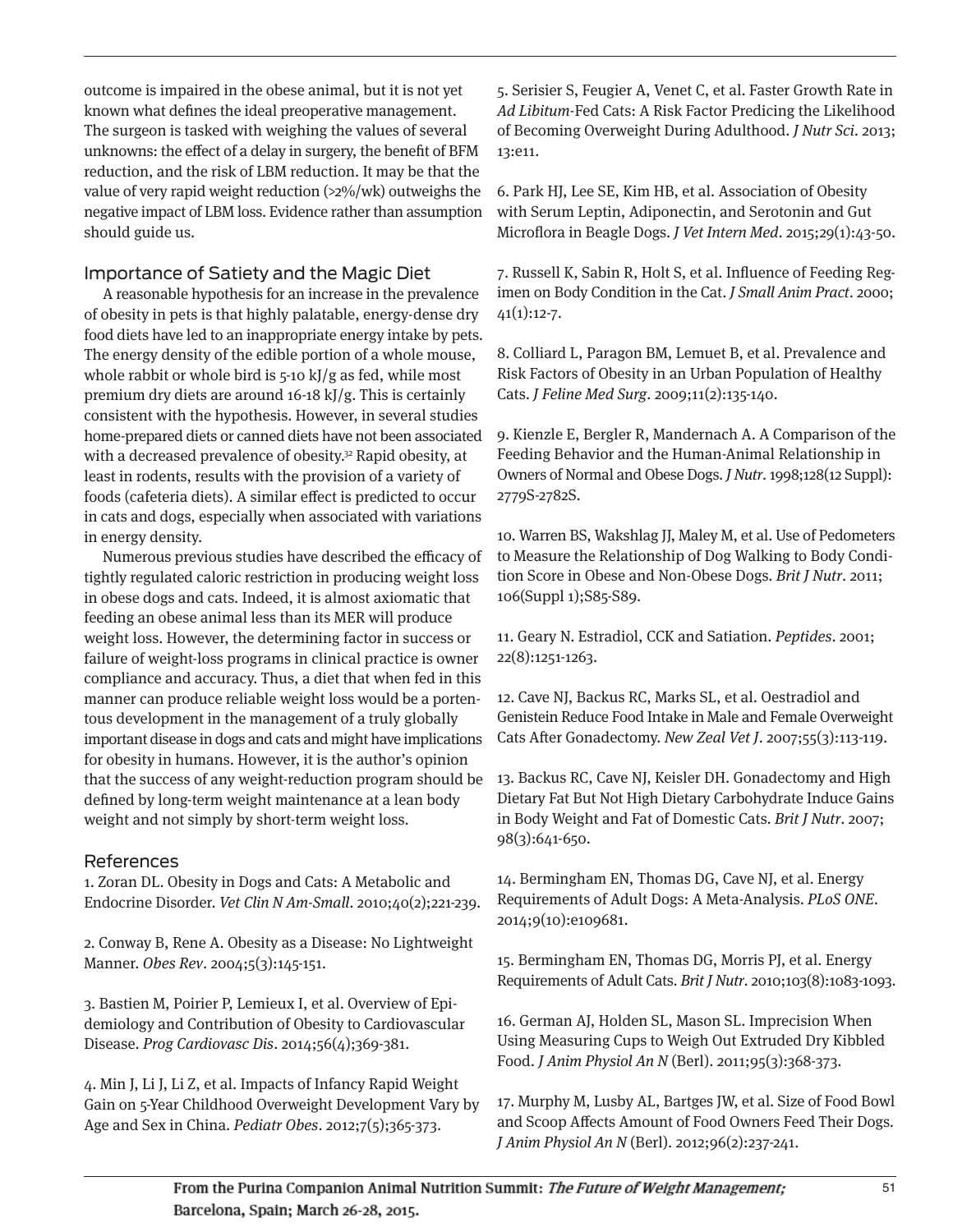outcome is impaired in the obese animal, but it is not yet known what defines the ideal preoperative management. The surgeon is tasked with weighing the values of several unknowns: the effect of a delay in surgery, the benefit of BFM reduction, and the risk of LBM reduction. It may be that the value of very rapid weight reduction (>2%/wk) outweighs the negative impact of LBM loss. Evidence rather than assumption should guide us.

## Importance of Satiety and the Magic Diet

A reasonable hypothesis for an increase in the prevalence of obesity in pets is that highly palatable, energy-dense dry food diets have led to an inappropriate energy intake by pets. The energy density of the edible portion of a whole mouse, whole rabbit or whole bird is 5-10 kJ/g as fed, while most premium dry diets are around 16-18 kJ/g. This is certainly consistent with the hypothesis. However, in several studies home-prepared diets or canned diets have not been associated with a decreased prevalence of obesity.[32] Rapid obesity, at least in rodents, results with the provision of a variety of foods (cafeteria diets). A similar effect is predicted to occur in cats and dogs, especially when associated with variations in energy density.

Numerous previous studies have described the efficacy of tightly regulated caloric restriction in producing weight loss in obese dogs and cats. Indeed, it is almost axiomatic that feeding an obese animal less than its MER will produce weight loss. However, the determining factor in success or failure of weight-loss programs in clinical practice is owner compliance and accuracy. Thus, a diet that when fed in this manner can produce reliable weight loss would be a portentous development in the management of a truly globally important disease in dogs and cats and might have implications for obesity in humans. However, it is the author's opinion that the success of any weight-reduction program should be defined by long-term weight maintenance at a lean body weight and not simply by short-term weight loss.

## References

1. Zoran DL. Obesity in Dogs and Cats: A Metabolic and Endocrine Disorder. *Vet Clin N Am-Small*. 2010;40(2);221-239.

2. Conway B, Rene A. Obesity as a Disease: No Lightweight Manner. *Obes Rev*. 2004;5(3):145-151.

3. Bastien M, Poirier P, Lemieux I, et al. Overview of Epidemiology and Contribution of Obesity to Cardiovascular Disease. *Prog Cardiovasc Dis*. 2014;56(4);369-381.

4. Min J, Li J, Li Z, et al. Impacts of Infancy Rapid Weight Gain on 5-Year Childhood Overweight Development Vary by Age and Sex in China. *Pediatr Obes*. 2012;7(5);365-373.

5. Serisier S, Feugier A, Venet C, et al. Faster Growth Rate in *Ad Libitum*-Fed Cats: A Risk Factor Predicing the Likelihood of Becoming Overweight During Adulthood. *J Nutr Sci*. 2013; 13:e11.

6. Park HJ, Lee SE, Kim HB, et al. Association of Obesity with Serum Leptin, Adiponectin, and Serotonin and Gut Microflora in Beagle Dogs. *J Vet Intern Med*. 2015;29(1):43-50.

7. Russell K, Sabin R, Holt S, et al. Influence of Feeding Regimen on Body Condition in the Cat. *J Small Anim Pract*. 2000; 41(1):12-7.

8. Colliard L, Paragon BM, Lemuet B, et al. Prevalence and Risk Factors of Obesity in an Urban Population of Healthy Cats. *J Feline Med Surg*. 2009;11(2):135-140.

9. Kienzle E, Bergler R, Mandernach A. A Comparison of the Feeding Behavior and the Human-Animal Relationship in Owners of Normal and Obese Dogs. *J Nutr*. 1998;128(12 Suppl): 2779S-2782S.

10. Warren BS, Wakshlag JJ, Maley M, et al. Use of Pedometers to Measure the Relationship of Dog Walking to Body Condition Score in Obese and Non-Obese Dogs. *Brit J Nutr*. 2011; 106(Suppl 1);S85-S89.

11. Geary N. Estradiol, CCK and Satiation. *Peptides*. 2001; 22(8):1251-1263.

12. Cave NJ, Backus RC, Marks SL, et al. Oestradiol and Genistein Reduce Food Intake in Male and Female Overweight Cats After Gonadectomy. *New Zeal Vet J*. 2007;55(3):113-119.

13. Backus RC, Cave NJ, Keisler DH. Gonadectomy and High Dietary Fat But Not High Dietary Carbohydrate Induce Gains in Body Weight and Fat of Domestic Cats. *Brit J Nutr*. 2007; 98(3):641-650.

14. Bermingham EN, Thomas DG, Cave NJ, et al. Energy Requirements of Adult Dogs: A Meta-Analysis. *PLoS ONE*. 2014;9(10):e109681.

15. Bermingham EN, Thomas DG, Morris PJ, et al. Energy Requirements of Adult Cats. *Brit J Nutr*. 2010;103(8):1083-1093.

16. German AJ, Holden SL, Mason SL. Imprecision When Using Measuring Cups to Weigh Out Extruded Dry Kibbled Food. *J Anim Physiol An N* (Berl). 2011;95(3):368-373.

17. Murphy M, Lusby AL, Bartges JW, et al. Size of Food Bowl and Scoop Affects Amount of Food Owners Feed Their Dogs. *J Anim Physiol An N* (Berl). 2012;96(2):237-241.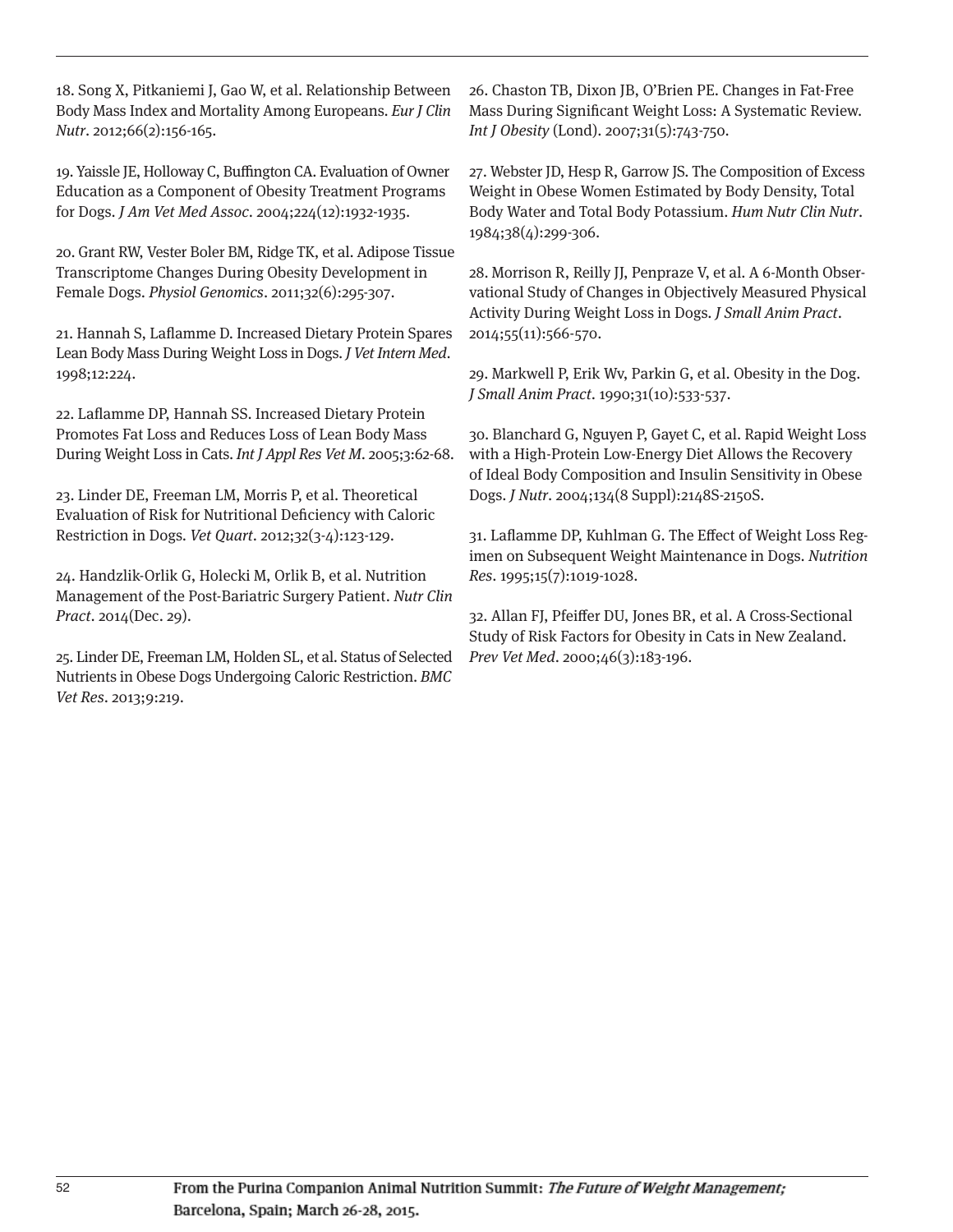18. Song X, Pitkaniemi J, Gao W, et al. Relationship Between Body Mass Index and Mortality Among Europeans. *Eur J Clin Nutr*. 2012;66(2):156-165.

19. Yaissle JE, Holloway C, Buffington CA. Evaluation of Owner Education as a Component of Obesity Treatment Programs for Dogs. *J Am Vet Med Assoc*. 2004;224(12):1932-1935.

20. Grant RW, Vester Boler BM, Ridge TK, et al. Adipose Tissue Transcriptome Changes During Obesity Development in Female Dogs. *Physiol Genomics*. 2011;32(6):295-307.

21. Hannah S, Laflamme D. Increased Dietary Protein Spares Lean Body Mass During Weight Loss in Dogs. *J Vet Intern Med*. 1998;12:224.

22. Laflamme DP, Hannah SS. Increased Dietary Protein Promotes Fat Loss and Reduces Loss of Lean Body Mass During Weight Loss in Cats. *Int J Appl Res Vet M*. 2005;3:62-68.

23. Linder DE, Freeman LM, Morris P, et al. Theoretical Evaluation of Risk for Nutritional Deficiency with Caloric Restriction in Dogs. *Vet Quart*. 2012;32(3-4):123-129.

24. Handzlik-Orlik G, Holecki M, Orlik B, et al. Nutrition Management of the Post-Bariatric Surgery Patient. *Nutr Clin Pract*. 2014(Dec. 29).

25. Linder DE, Freeman LM, Holden SL, et al. Status of Selected Nutrients in Obese Dogs Undergoing Caloric Restriction. *BMC Vet Res*. 2013;9:219.

26. Chaston TB, Dixon JB, O'Brien PE. Changes in Fat-Free Mass During Significant Weight Loss: A Systematic Review. *Int J Obesity* (Lond). 2007;31(5):743-750.

27. Webster JD, Hesp R, Garrow JS. The Composition of Excess Weight in Obese Women Estimated by Body Density, Total Body Water and Total Body Potassium. *Hum Nutr Clin Nutr*. 1984;38(4):299-306.

28. Morrison R, Reilly JJ, Penpraze V, et al. A 6-Month Observational Study of Changes in Objectively Measured Physical Activity During Weight Loss in Dogs. *J Small Anim Pract*. 2014;55(11):566-570.

29. Markwell P, Erik Wv, Parkin G, et al. Obesity in the Dog. *J Small Anim Pract*. 1990;31(10):533-537.

30. Blanchard G, Nguyen P, Gayet C, et al. Rapid Weight Loss with a High-Protein Low-Energy Diet Allows the Recovery of Ideal Body Composition and Insulin Sensitivity in Obese Dogs. *J Nutr*. 2004;134(8 Suppl):2148S-2150S.

31. Laflamme DP, Kuhlman G. The Effect of Weight Loss Regimen on Subsequent Weight Maintenance in Dogs. *Nutrition Res*. 1995;15(7):1019-1028.

32. Allan FJ, Pfeiffer DU, Jones BR, et al. A Cross-Sectional Study of Risk Factors for Obesity in Cats in New Zealand. *Prev Vet Med*. 2000;46(3):183-196.